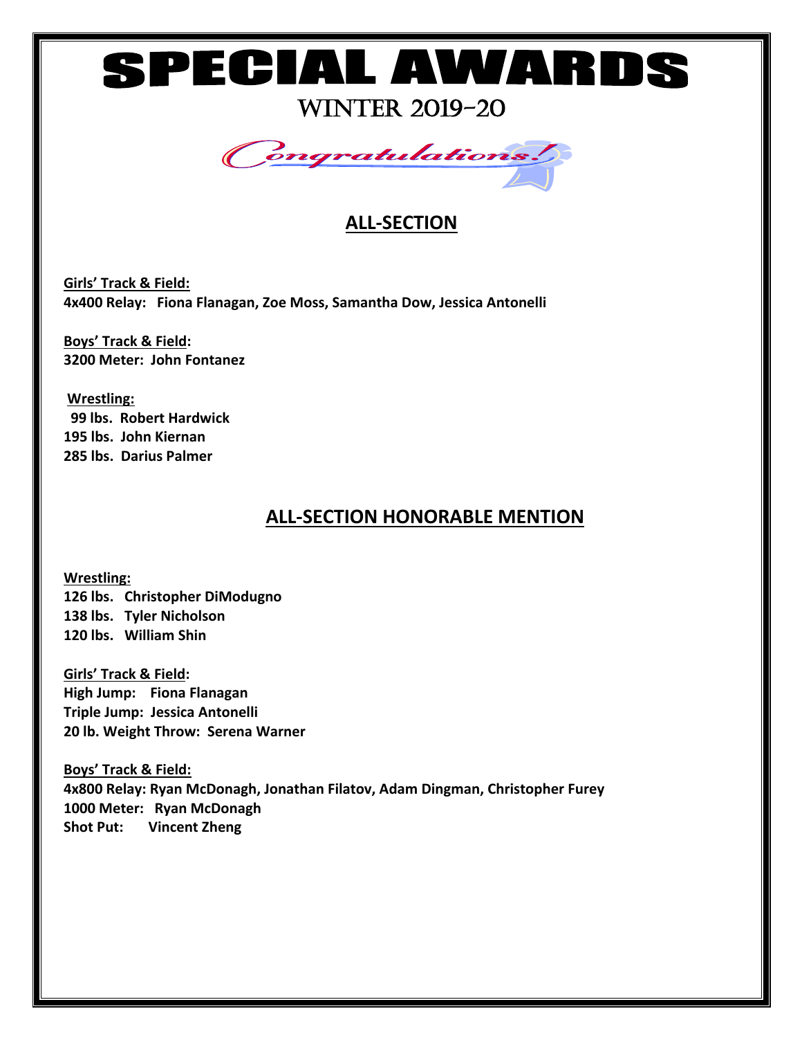# SPECIAL AWARDS

## WINTER 2019-20

*Congratulations!*

## ALL-SECTION

**Girls' Track & Field:**
**4x400 Relay: Fiona Flanagan, Zoe Moss, Samantha Dow, Jessica Antonelli**

**Boys' Track & Field:**
**3200 Meter: John Fontanez**

**Wrestling:**
**99 lbs. Robert Hardwick**
**195 lbs. John Kiernan**
**285 lbs. Darius Palmer**

## ALL-SECTION HONORABLE MENTION

**Wrestling:**
**126 lbs. Christopher DiModugno**
**138 lbs. Tyler Nicholson**
**120 lbs. William Shin**

**Girls' Track & Field:**
**High Jump: Fiona Flanagan**
**Triple Jump: Jessica Antonelli**
**20 lb. Weight Throw: Serena Warner**

**Boys' Track & Field:**
**4x800 Relay: Ryan McDonagh, Jonathan Filatov, Adam Dingman, Christopher Furey**
**1000 Meter: Ryan McDonagh**
**Shot Put: Vincent Zheng**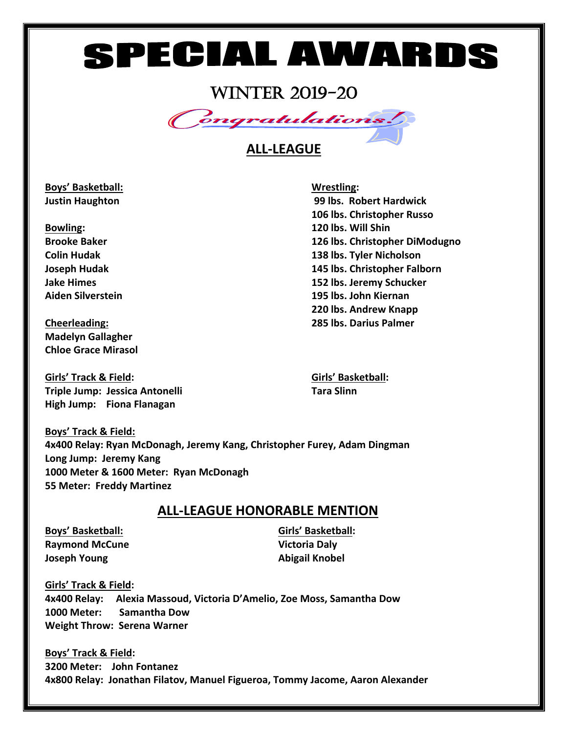# SPECIAL AWARDS

## WINTER 2019-20

*Congratulations!*

## ALL-LEAGUE

**Boys' Basketball:**
**Justin Haughton**

**Bowling:**
**Brooke Baker**
**Colin Hudak**
**Joseph Hudak**
**Jake Himes**
**Aiden Silverstein**

**Cheerleading:**
**Madelyn Gallagher**
**Chloe Grace Mirasol**

**Wrestling:**
**99 lbs. Robert Hardwick**
**106 lbs. Christopher Russo**
**120 lbs. Will Shin**
**126 lbs. Christopher DiModugno**
**138 lbs. Tyler Nicholson**
**145 lbs. Christopher Falborn**
**152 lbs. Jeremy Schucker**
**195 lbs. John Kiernan**
**220 lbs. Andrew Knapp**
**285 lbs. Darius Palmer**

**Girls' Track & Field:**
**Triple Jump: Jessica Antonelli**
**High Jump: Fiona Flanagan**

**Girls' Basketball:**
**Tara Slinn**

**Boys' Track & Field:**
**4x400 Relay: Ryan McDonagh, Jeremy Kang, Christopher Furey, Adam Dingman**
**Long Jump: Jeremy Kang**
**1000 Meter & 1600 Meter: Ryan McDonagh**
**55 Meter: Freddy Martinez**

## ALL-LEAGUE HONORABLE MENTION

**Boys' Basketball:**
**Raymond McCune**
**Joseph Young**

**Girls' Basketball:**
**Victoria Daly**
**Abigail Knobel**

**Girls' Track & Field:**
**4x400 Relay: Alexia Massoud, Victoria D'Amelio, Zoe Moss, Samantha Dow**
**1000 Meter: Samantha Dow**
**Weight Throw: Serena Warner**

**Boys' Track & Field:**
**3200 Meter: John Fontanez**
**4x800 Relay: Jonathan Filatov, Manuel Figueroa, Tommy Jacome, Aaron Alexander**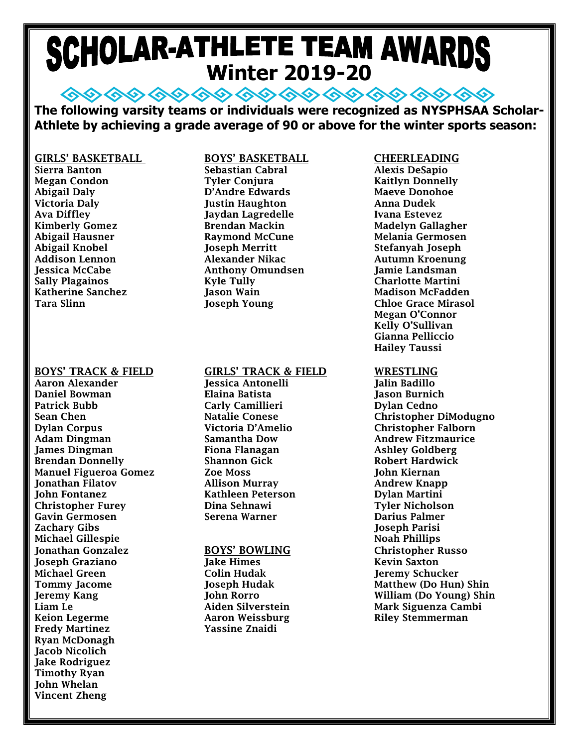# SCHOLAR-ATHLETE TEAM AWARDS
## Winter 2019-20

**The following varsity teams or individuals were recognized as NYSPHSAA Scholar-Athlete by achieving a grade average of 90 or above for the winter sports season:**

### GIRLS' BASKETBALL
Sierra Banton
Megan Condon
Abigail Daly
Victoria Daly
Ava Diffley
Kimberly Gomez
Abigail Hausner
Abigail Knobel
Addison Lennon
Jessica McCabe
Sally Plagainos
Katherine Sanchez
Tara Slinn

### BOYS' BASKETBALL
Sebastian Cabral
Tyler Conjura
D'Andre Edwards
Justin Haughton
Jaydan Lagredelle
Brendan Mackin
Raymond McCune
Joseph Merritt
Alexander Nikac
Anthony Omundsen
Kyle Tully
Jason Wain
Joseph Young

### CHEERLEADING
Alexis DeSapio
Kaitlyn Donnelly
Maeve Donohoe
Anna Dudek
Ivana Estevez
Madelyn Gallagher
Melania Germosen
Stefanyah Joseph
Autumn Kroenung
Jamie Landsman
Charlotte Martini
Madison McFadden
Chloe Grace Mirasol
Megan O'Connor
Kelly O'Sullivan
Gianna Pelliccio
Hailey Taussi

### BOYS' TRACK & FIELD
Aaron Alexander
Daniel Bowman
Patrick Bubb
Sean Chen
Dylan Corpus
Adam Dingman
James Dingman
Brendan Donnelly
Manuel Figueroa Gomez
Jonathan Filatov
John Fontanez
Christopher Furey
Gavin Germosen
Zachary Gibs
Michael Gillespie
Jonathan Gonzalez
Joseph Graziano
Michael Green
Tommy Jacome
Jeremy Kang
Liam Le
Keion Legerme
Fredy Martinez
Ryan McDonagh
Jacob Nicolich
Jake Rodriguez
Timothy Ryan
John Whelan
Vincent Zheng

### GIRLS' TRACK & FIELD
Jessica Antonelli
Elaina Batista
Carly Camillieri
Natalie Conese
Victoria D'Amelio
Samantha Dow
Fiona Flanagan
Shannon Gick
Zoe Moss
Allison Murray
Kathleen Peterson
Dina Sehnawi
Serena Warner

### BOYS' BOWLING
Jake Himes
Colin Hudak
Joseph Hudak
John Rorro
Aiden Silverstein
Aaron Weissburg
Yassine Znaidi

### WRESTLING
Jalin Badillo
Jason Burnich
Dylan Cedno
Christopher DiModugno
Christopher Falborn
Andrew Fitzmaurice
Ashley Goldberg
Robert Hardwick
John Kiernan
Andrew Knapp
Dylan Martini
Tyler Nicholson
Darius Palmer
Joseph Parisi
Noah Phillips
Christopher Russo
Kevin Saxton
Jeremy Schucker
Matthew (Do Hun) Shin
William (Do Young) Shin
Mark Siguenza Cambi
Riley Stemmerman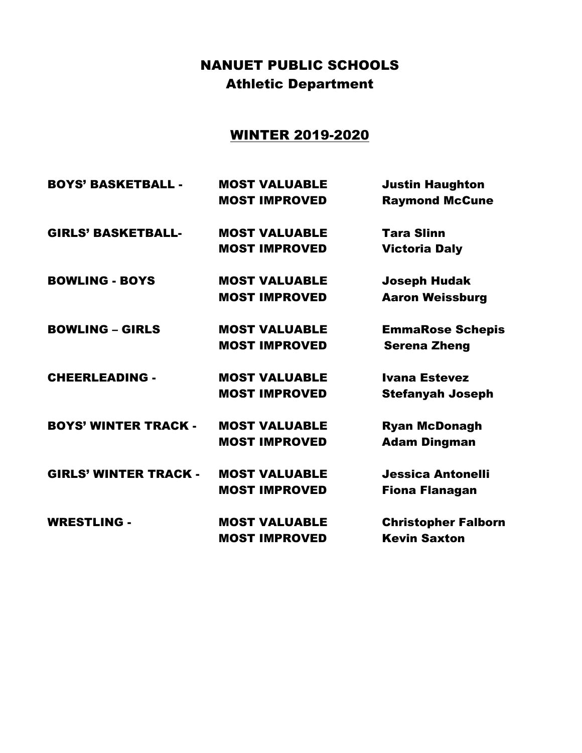# NANUET PUBLIC SCHOOLS
## Athletic Department

## WINTER 2019-2020

| | | |
|---|---|---|
| **BOYS' BASKETBALL -** | **MOST VALUABLE** | **Justin Haughton** |
| | **MOST IMPROVED** | **Raymond McCune** |
| **GIRLS' BASKETBALL-** | **MOST VALUABLE** | **Tara Slinn** |
| | **MOST IMPROVED** | **Victoria Daly** |
| **BOWLING - BOYS** | **MOST VALUABLE** | **Joseph Hudak** |
| | **MOST IMPROVED** | **Aaron Weissburg** |
| **BOWLING – GIRLS** | **MOST VALUABLE** | **EmmaRose Schepis** |
| | **MOST IMPROVED** | **Serena Zheng** |
| **CHEERLEADING -** | **MOST VALUABLE** | **Ivana Estevez** |
| | **MOST IMPROVED** | **Stefanyah Joseph** |
| **BOYS' WINTER TRACK -** | **MOST VALUABLE** | **Ryan McDonagh** |
| | **MOST IMPROVED** | **Adam Dingman** |
| **GIRLS' WINTER TRACK -** | **MOST VALUABLE** | **Jessica Antonelli** |
| | **MOST IMPROVED** | **Fiona Flanagan** |
| **WRESTLING -** | **MOST VALUABLE** | **Christopher Falborn** |
| | **MOST IMPROVED** | **Kevin Saxton** |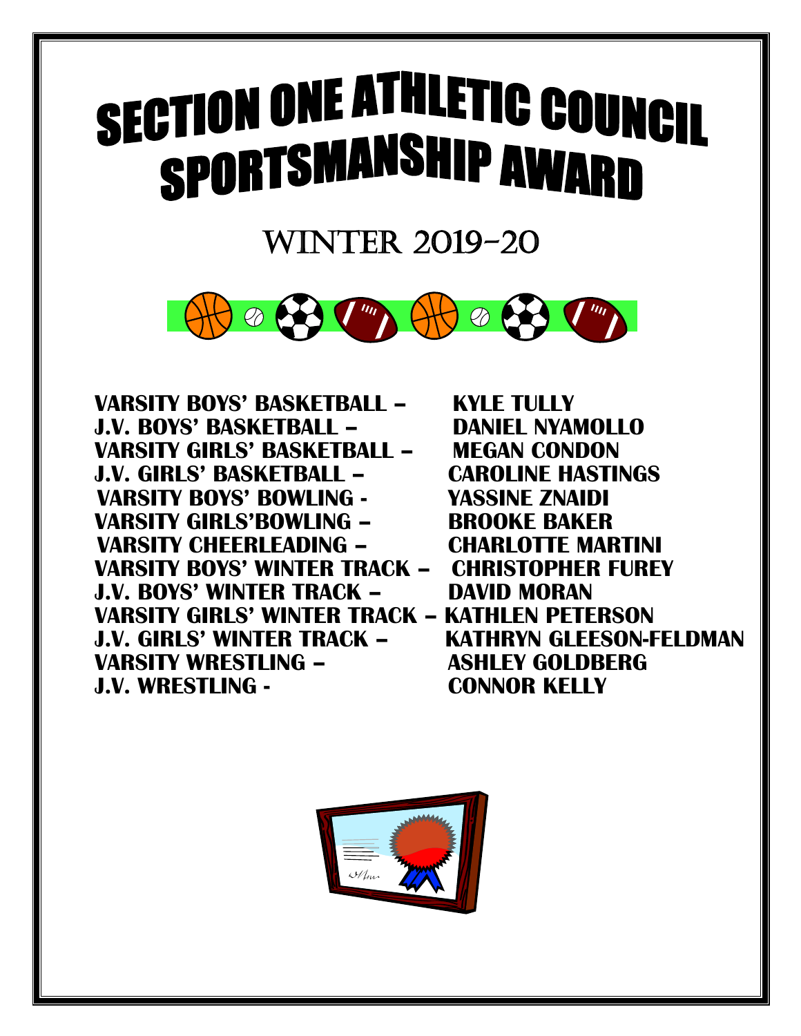# SECTION ONE ATHLETIC COUNCIL SPORTSMANSHIP AWARD

## WINTER 2019-20

**VARSITY BOYS' BASKETBALL – KYLE TULLY**
**J.V. BOYS' BASKETBALL – DANIEL NYAMOLLO**
**VARSITY GIRLS' BASKETBALL – MEGAN CONDON**
**J.V. GIRLS' BASKETBALL – CAROLINE HASTINGS**
**VARSITY BOYS' BOWLING - YASSINE ZNAIDI**
**VARSITY GIRLS'BOWLING – BROOKE BAKER**
**VARSITY CHEERLEADING – CHARLOTTE MARTINI**
**VARSITY BOYS' WINTER TRACK – CHRISTOPHER FUREY**
**J.V. BOYS' WINTER TRACK – DAVID MORAN**
**VARSITY GIRLS' WINTER TRACK – KATHLEN PETERSON**
**J.V. GIRLS' WINTER TRACK – KATHRYN GLEESON-FELDMAN**
**VARSITY WRESTLING – ASHLEY GOLDBERG**
**J.V. WRESTLING - CONNOR KELLY**